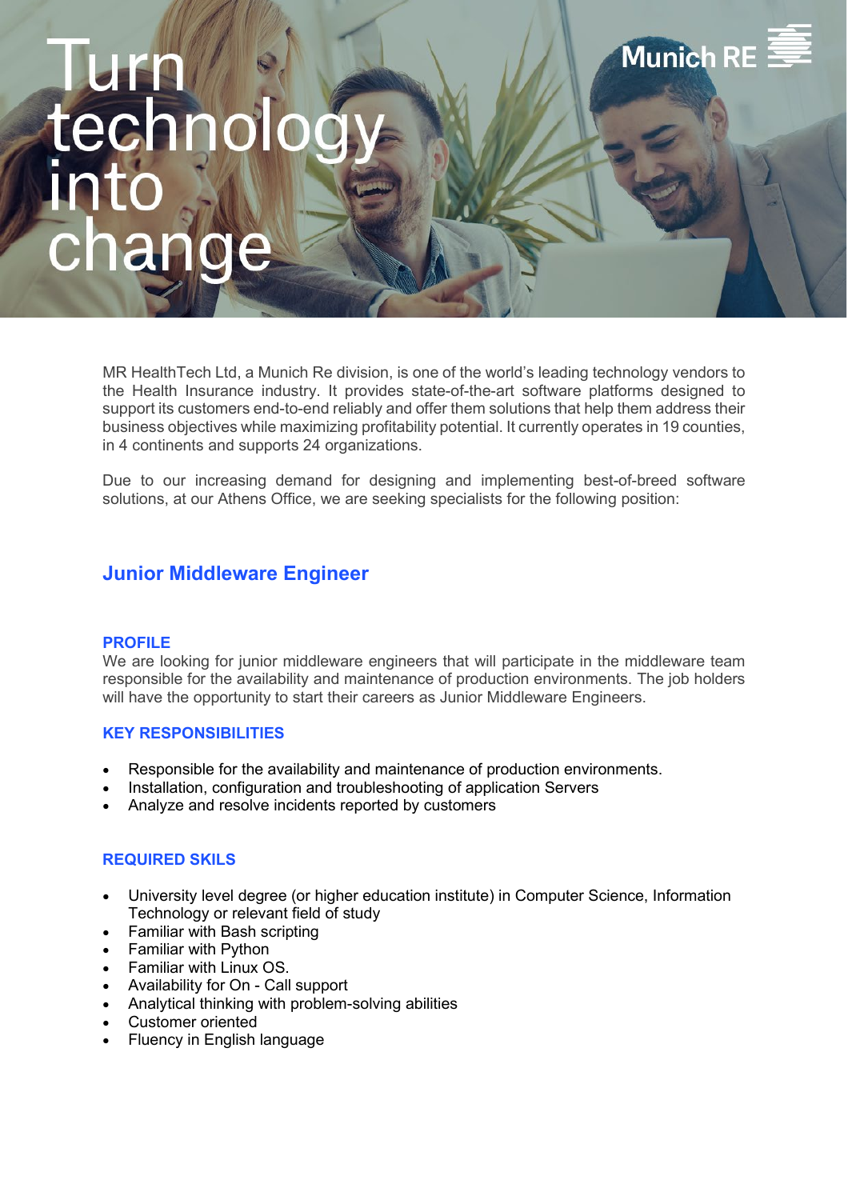# Turn technology into change

Munich RE

MR HealthTech Ltd, a Munich Re division, is one of the world's leading technology vendors to the Health Insurance industry. It provides state-of-the-art software platforms designed to support its customers end-to-end reliably and offer them solutions that help them address their business objectives while maximizing profitability potential. It currently operates in 19 counties, in 4 continents and supports 24 organizations.

Due to our increasing demand for designing and implementing best-of-breed software solutions, at our Athens Office, we are seeking specialists for the following position:

## Junior Middleware Engineer

### PROFILE

We are looking for junior middleware engineers that will participate in the middleware team responsible for the availability and maintenance of production environments. The job holders will have the opportunity to start their careers as Junior Middleware Engineers.

### KEY RESPONSIBILITIES

- Responsible for the availability and maintenance of production environments.
- Installation, configuration and troubleshooting of application Servers
- Analyze and resolve incidents reported by customers

### REQUIRED SKILS

- University level degree (or higher education institute) in Computer Science, Information Technology or relevant field of study
- Familiar with Bash scripting
- Familiar with Python
- Familiar with Linux OS.
- Availability for On - Call support
- Analytical thinking with problem-solving abilities
- Customer oriented
- Fluency in English language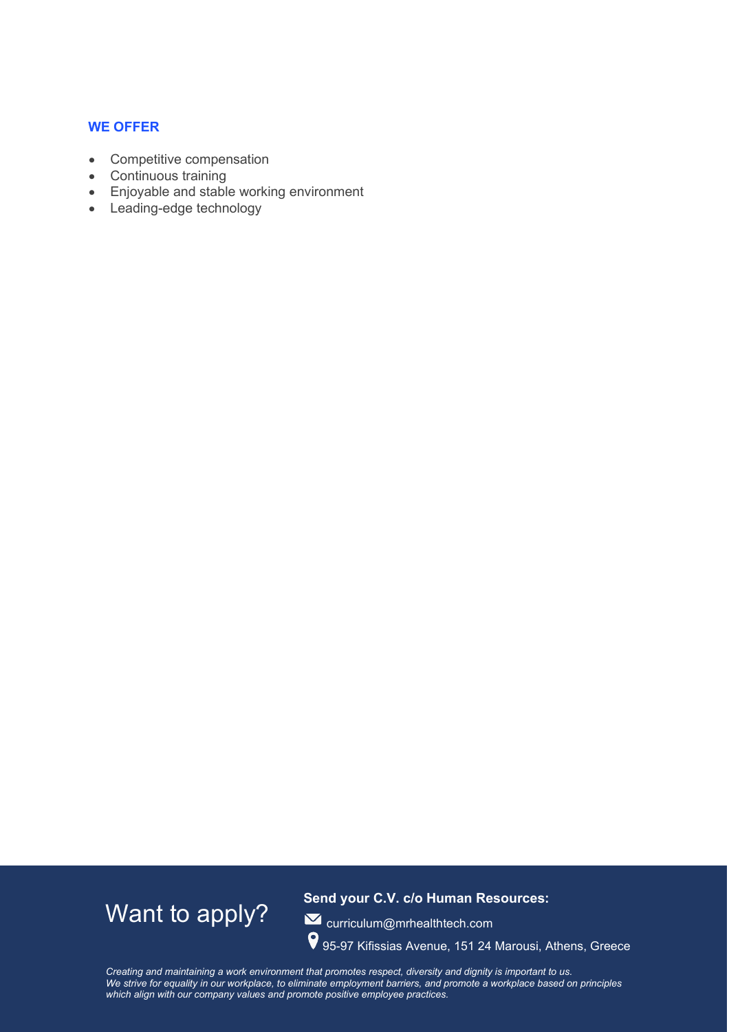## WE OFFER

- Competitive compensation
- Continuous training
- Enjoyable and stable working environment
- Leading-edge technology

Want to apply?

**Send your C.V. c/o Human Resources:**

curriculum@mrhealthtech.com

95-97 Kifissias Avenue, 151 24 Marousi, Athens, Greece

*Creating and maintaining a work environment that promotes respect, diversity and dignity is important to us. We strive for equality in our workplace, to eliminate employment barriers, and promote a workplace based on principles which align with our company values and promote positive employee practices.*